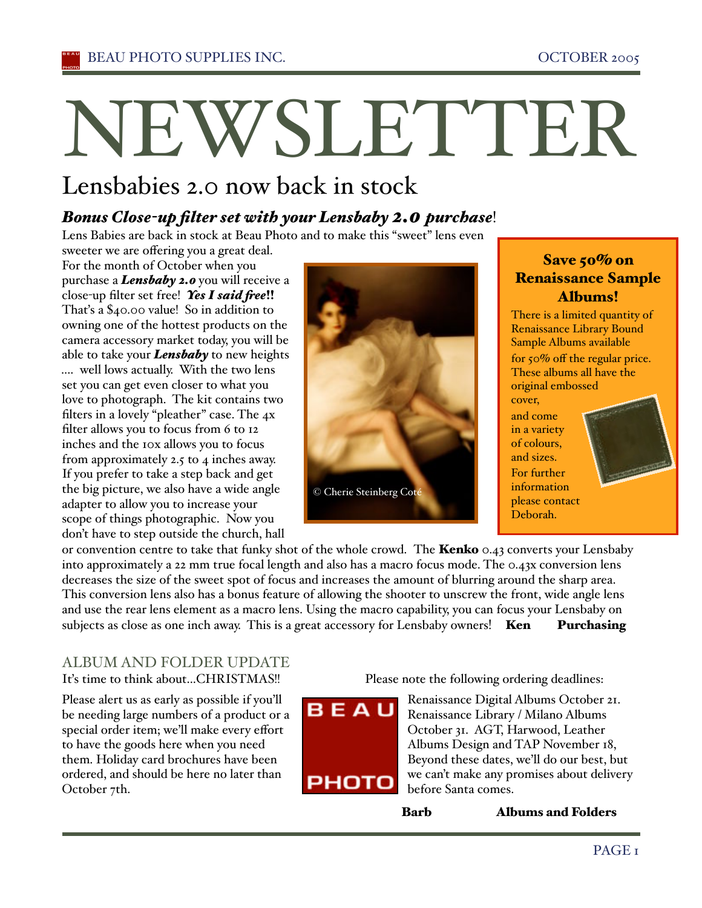# NEWSLETTER

## Lensbabies 2.0 now back in stock

### ***Bonus Close-up filter set with your Lensbaby 2.0 purchase!***

Lens Babies are back in stock at Beau Photo and to make this "sweet" lens even sweeter we are offering you a great deal. For the month of October when you purchase a ***Lensbaby 2.0*** you will receive a close-up filter set free! ***Yes I said free!!*** That's a $40.00 value! So in addition to owning one of the hottest products on the camera accessory market today, you will be able to take your ***Lensbaby*** to new heights .... well lows actually. With the two lens set you can get even closer to what you love to photograph. The kit contains two filters in a lovely "pleather" case. The 4x filter allows you to focus from 6 to 12 inches and the 10x allows you to focus from approximately 2.5 to 4 inches away. If you prefer to take a step back and get the big picture, we also have a wide angle adapter to allow you to increase your scope of things photographic. Now you don't have to step outside the church, hall or convention centre to take that funky shot of the whole crowd. The **Kenko** 0.43 converts your Lensbaby into approximately a 22 mm true focal length and also has a macro focus mode. The 0.43x conversion lens decreases the size of the sweet spot of focus and increases the amount of blurring around the sharp area. This conversion lens also has a bonus feature of allowing the shooter to unscrew the front, wide angle lens and use the rear lens element as a macro lens. Using the macro capability, you can focus your Lensbaby on subjects as close as one inch away. This is a great accessory for Lensbaby owners! **Ken Purchasing**

© Cherie Steinberg Coté

### Save 50% on Renaissance Sample Albums!

There is a limited quantity of Renaissance Library Bound Sample Albums available for 50% off the regular price. These albums all have the original embossed cover, and come in a variety of colours, and sizes. For further information please contact Deborah.

## ALBUM AND FOLDER UPDATE

It's time to think about...CHRISTMAS!!

Please alert us as early as possible if you'll be needing large numbers of a product or a special order item; we'll make every effort to have the goods here when you need them. Holiday card brochures have been ordered, and should be here no later than October 7th.

Please note the following ordering deadlines:

Renaissance Digital Albums October 21. Renaissance Library / Milano Albums October 31. AGT, Harwood, Leather Albums Design and TAP November 18, Beyond these dates, we'll do our best, but we can't make any promises about delivery before Santa comes.

**Barb Albums and Folders**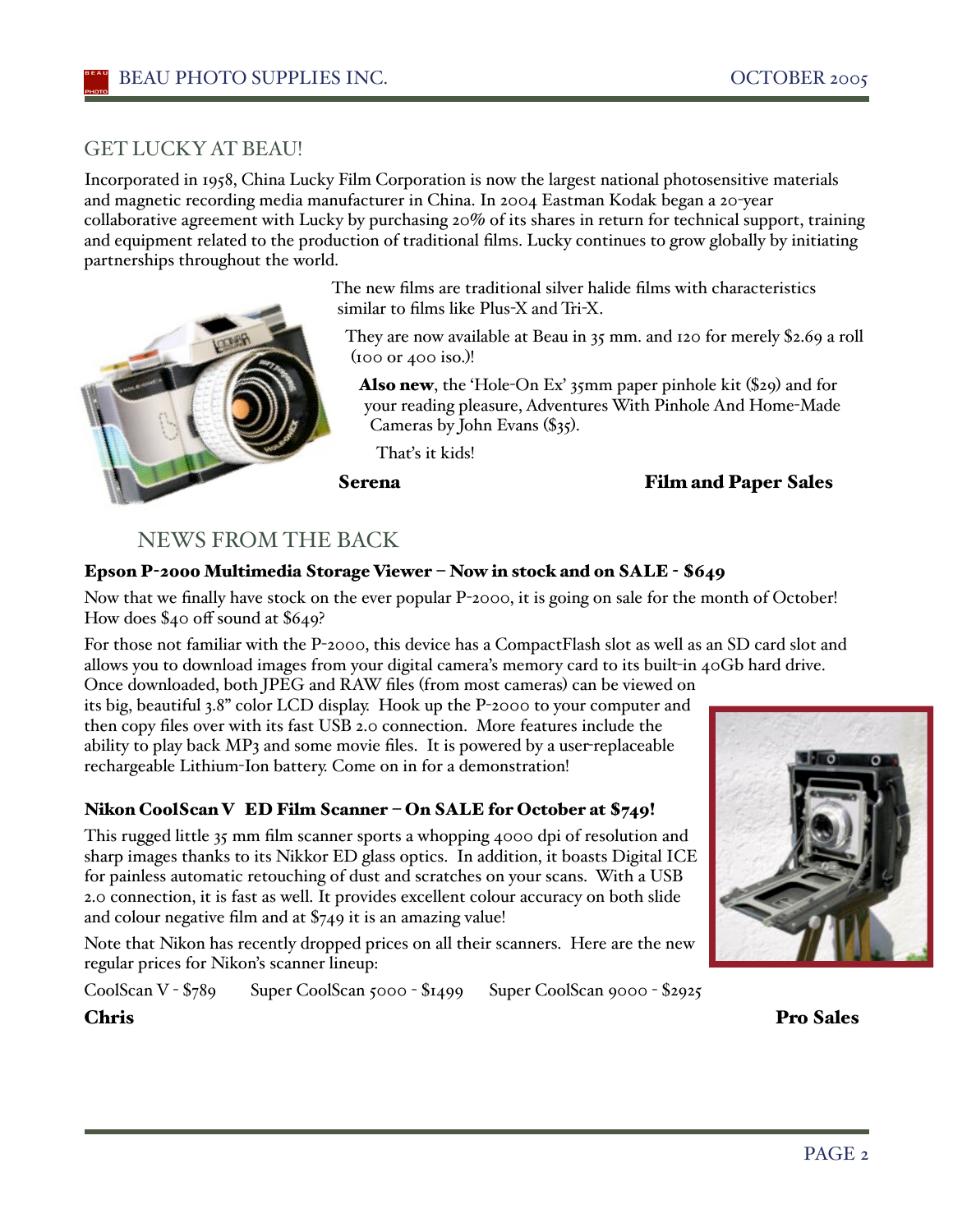## GET LUCKY AT BEAU!

Incorporated in 1958, China Lucky Film Corporation is now the largest national photosensitive materials and magnetic recording media manufacturer in China. In 2004 Eastman Kodak began a 20-year collaborative agreement with Lucky by purchasing 20% of its shares in return for technical support, training and equipment related to the production of traditional films. Lucky continues to grow globally by initiating partnerships throughout the world.

The new films are traditional silver halide films with characteristics similar to films like Plus-X and Tri-X.

They are now available at Beau in 35 mm. and 120 for merely $2.69 a roll (100 or 400 iso.)!

**Also new**, the 'Hole-On Ex' 35mm paper pinhole kit ($29) and for your reading pleasure, Adventures With Pinhole And Home-Made Cameras by John Evans ($35).

That's it kids!

**Serena** — **Film and Paper Sales**

## NEWS FROM THE BACK

**Epson P-2000 Multimedia Storage Viewer – Now in stock and on SALE - $649**

Now that we finally have stock on the ever popular P-2000, it is going on sale for the month of October! How does $40 off sound at $649?

For those not familiar with the P-2000, this device has a CompactFlash slot as well as an SD card slot and allows you to download images from your digital camera's memory card to its built-in 40Gb hard drive. Once downloaded, both JPEG and RAW files (from most cameras) can be viewed on its big, beautiful 3.8" color LCD display. Hook up the P-2000 to your computer and then copy files over with its fast USB 2.0 connection. More features include the ability to play back MP3 and some movie files. It is powered by a user-replaceable rechargeable Lithium-Ion battery. Come on in for a demonstration!

**Nikon CoolScan V ED Film Scanner – On SALE for October at $749!**

This rugged little 35 mm film scanner sports a whopping 4000 dpi of resolution and sharp images thanks to its Nikkor ED glass optics. In addition, it boasts Digital ICE for painless automatic retouching of dust and scratches on your scans. With a USB 2.0 connection, it is fast as well. It provides excellent colour accuracy on both slide and colour negative film and at $749 it is an amazing value!

Note that Nikon has recently dropped prices on all their scanners. Here are the new regular prices for Nikon's scanner lineup:

CoolScan V - $789 Super CoolScan 5000 - $1499 Super CoolScan 9000 - $2925

**Chris** — **Pro Sales**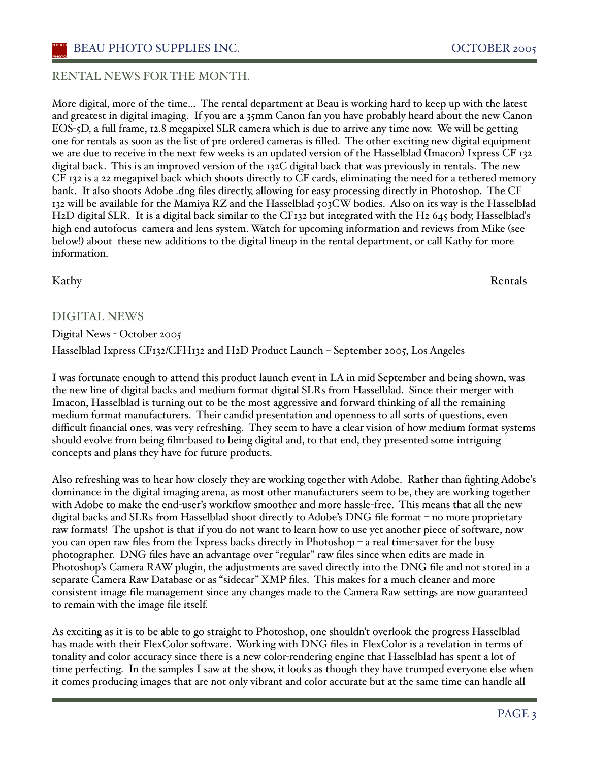## RENTAL NEWS FOR THE MONTH.

More digital, more of the time… The rental department at Beau is working hard to keep up with the latest and greatest in digital imaging. If you are a 35mm Canon fan you have probably heard about the new Canon EOS-5D, a full frame, 12.8 megapixel SLR camera which is due to arrive any time now. We will be getting one for rentals as soon as the list of pre ordered cameras is filled. The other exciting new digital equipment we are due to receive in the next few weeks is an updated version of the Hasselblad (Imacon) Ixpress CF 132 digital back. This is an improved version of the 132C digital back that was previously in rentals. The new CF 132 is a 22 megapixel back which shoots directly to CF cards, eliminating the need for a tethered memory bank. It also shoots Adobe .dng files directly, allowing for easy processing directly in Photoshop. The CF 132 will be available for the Mamiya RZ and the Hasselblad 503CW bodies. Also on its way is the Hasselblad H2D digital SLR. It is a digital back similar to the CF132 but integrated with the H2 645 body, Hasselblad's high end autofocus camera and lens system. Watch for upcoming information and reviews from Mike (see below!) about these new additions to the digital lineup in the rental department, or call Kathy for more information.

Kathy — Rentals

## DIGITAL NEWS

Digital News - October 2005

Hasselblad Ixpress CF132/CFH132 and H2D Product Launch – September 2005, Los Angeles

I was fortunate enough to attend this product launch event in LA in mid September and being shown, was the new line of digital backs and medium format digital SLRs from Hasselblad. Since their merger with Imacon, Hasselblad is turning out to be the most aggressive and forward thinking of all the remaining medium format manufacturers. Their candid presentation and openness to all sorts of questions, even difficult financial ones, was very refreshing. They seem to have a clear vision of how medium format systems should evolve from being film-based to being digital and, to that end, they presented some intriguing concepts and plans they have for future products.

Also refreshing was to hear how closely they are working together with Adobe. Rather than fighting Adobe's dominance in the digital imaging arena, as most other manufacturers seem to be, they are working together with Adobe to make the end-user's workflow smoother and more hassle-free. This means that all the new digital backs and SLRs from Hasselblad shoot directly to Adobe's DNG file format – no more proprietary raw formats! The upshot is that if you do not want to learn how to use yet another piece of software, now you can open raw files from the Ixpress backs directly in Photoshop – a real time-saver for the busy photographer. DNG files have an advantage over "regular" raw files since when edits are made in Photoshop's Camera RAW plugin, the adjustments are saved directly into the DNG file and not stored in a separate Camera Raw Database or as "sidecar" XMP files. This makes for a much cleaner and more consistent image file management since any changes made to the Camera Raw settings are now guaranteed to remain with the image file itself.

As exciting as it is to be able to go straight to Photoshop, one shouldn't overlook the progress Hasselblad has made with their FlexColor software. Working with DNG files in FlexColor is a revelation in terms of tonality and color accuracy since there is a new color-rendering engine that Hasselblad has spent a lot of time perfecting. In the samples I saw at the show, it looks as though they have trumped everyone else when it comes producing images that are not only vibrant and color accurate but at the same time can handle all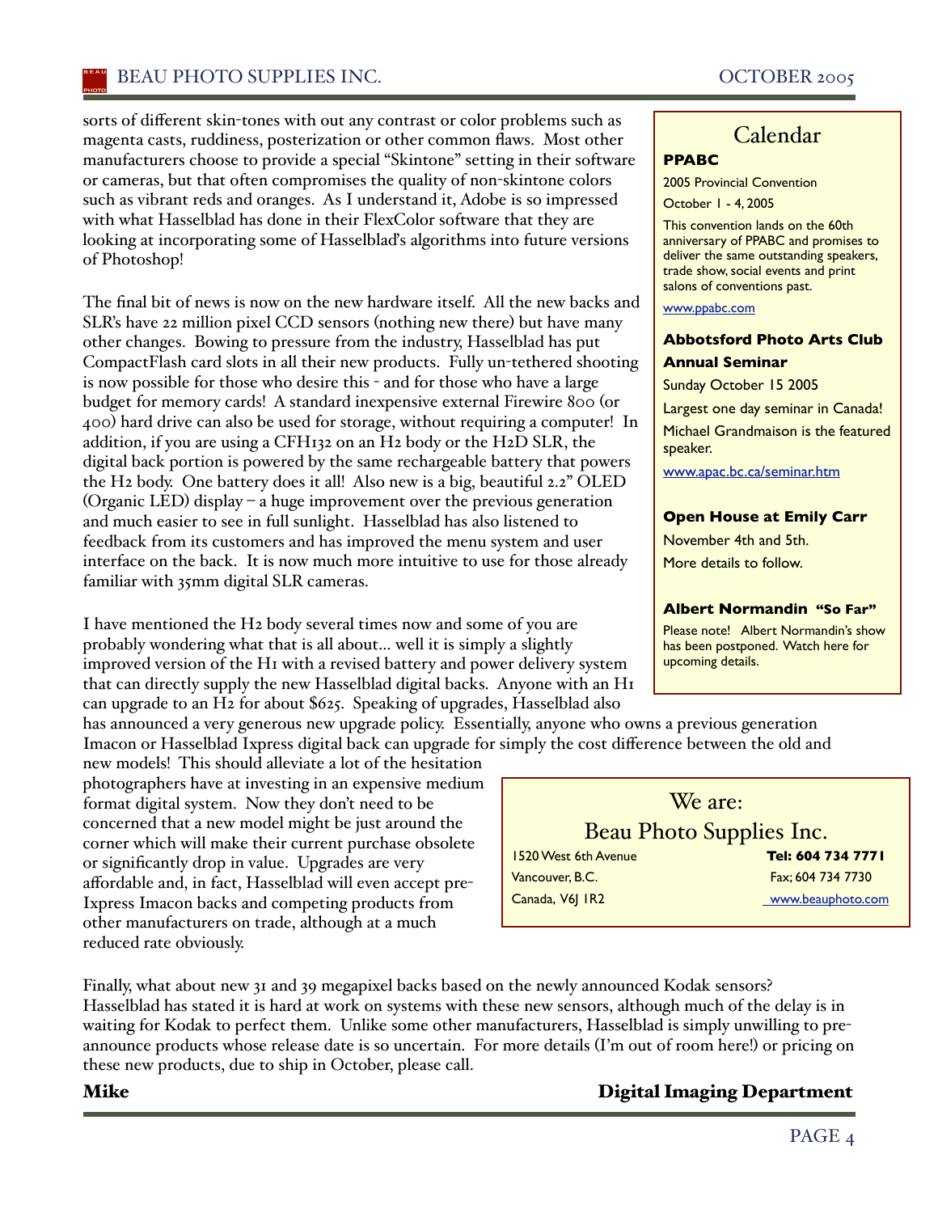sorts of different skin-tones with out any contrast or color problems such as magenta casts, ruddiness, posterization or other common flaws. Most other manufacturers choose to provide a special "Skintone" setting in their software or cameras, but that often compromises the quality of non-skintone colors such as vibrant reds and oranges. As I understand it, Adobe is so impressed with what Hasselblad has done in their FlexColor software that they are looking at incorporating some of Hasselblad's algorithms into future versions of Photoshop!

The final bit of news is now on the new hardware itself. All the new backs and SLR's have 22 million pixel CCD sensors (nothing new there) but have many other changes. Bowing to pressure from the industry, Hasselblad has put CompactFlash card slots in all their new products. Fully un-tethered shooting is now possible for those who desire this - and for those who have a large budget for memory cards! A standard inexpensive external Firewire 800 (or 400) hard drive can also be used for storage, without requiring a computer! In addition, if you are using a CFH132 on an H2 body or the H2D SLR, the digital back portion is powered by the same rechargeable battery that powers the H2 body. One battery does it all! Also new is a big, beautiful 2.2" OLED (Organic LED) display – a huge improvement over the previous generation and much easier to see in full sunlight. Hasselblad has also listened to feedback from its customers and has improved the menu system and user interface on the back. It is now much more intuitive to use for those already familiar with 35mm digital SLR cameras.

I have mentioned the H2 body several times now and some of you are probably wondering what that is all about... well it is simply a slightly improved version of the H1 with a revised battery and power delivery system that can directly supply the new Hasselblad digital backs. Anyone with an H1 can upgrade to an H2 for about $625. Speaking of upgrades, Hasselblad also has announced a very generous new upgrade policy. Essentially, anyone who owns a previous generation Imacon or Hasselblad Ixpress digital back can upgrade for simply the cost difference between the old and new models! This should alleviate a lot of the hesitation photographers have at investing in an expensive medium format digital system. Now they don't need to be concerned that a new model might be just around the corner which will make their current purchase obsolete or significantly drop in value. Upgrades are very affordable and, in fact, Hasselblad will even accept pre-Ixpress Imacon backs and competing products from other manufacturers on trade, although at a much reduced rate obviously.

Finally, what about new 31 and 39 megapixel backs based on the newly announced Kodak sensors? Hasselblad has stated it is hard at work on systems with these new sensors, although much of the delay is in waiting for Kodak to perfect them. Unlike some other manufacturers, Hasselblad is simply unwilling to pre-announce products whose release date is so uncertain. For more details (I'm out of room here!) or pricing on these new products, due to ship in October, please call.

**Mike** — **Digital Imaging Department**

## Calendar

**PPABC**

2005 Provincial Convention

October 1 - 4, 2005

This convention lands on the 60th anniversary of PPABC and promises to deliver the same outstanding speakers, trade show, social events and print salons of conventions past.

www.ppabc.com

**Abbotsford Photo Arts Club Annual Seminar**

Sunday October 15 2005

Largest one day seminar in Canada!

Michael Grandmaison is the featured speaker.

www.apac.bc.ca/seminar.htm

**Open House at Emily Carr**

November 4th and 5th.

More details to follow.

**Albert Normandin "So Far"**

Please note! Albert Normandin's show has been postponed. Watch here for upcoming details.

## We are: Beau Photo Supplies Inc.

1520 West 6th Avenue
Vancouver, B.C.
Canada, V6J 1R2

**Tel: 604 734 7771**
Fax; 604 734 7730
www.beauphoto.com